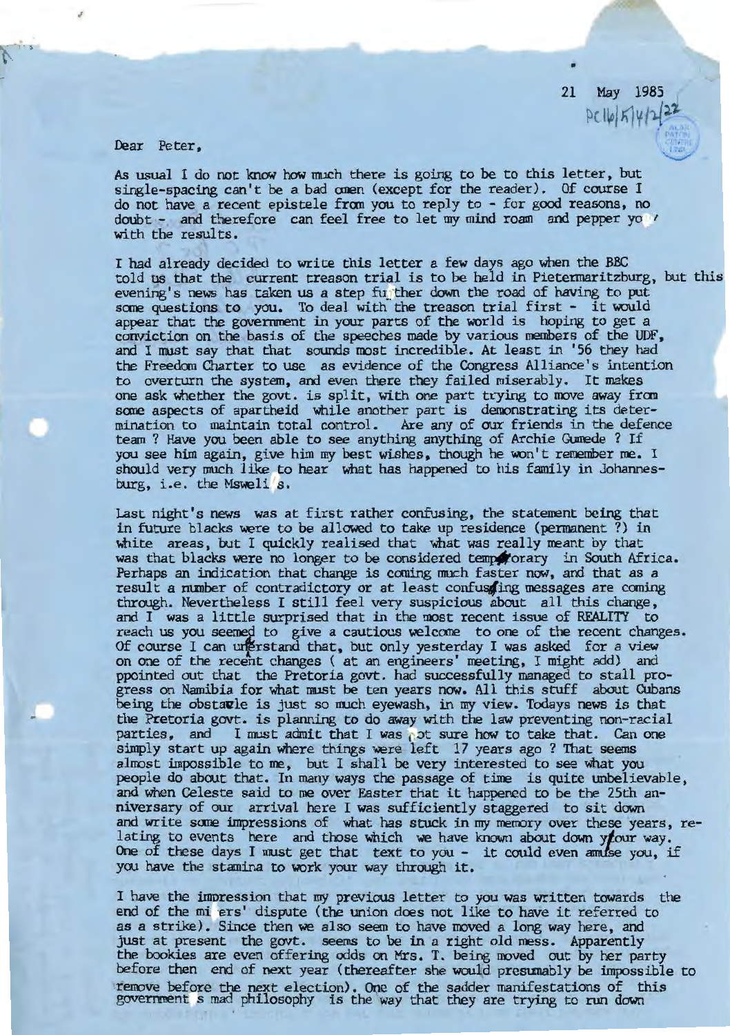21 May 1985

PC16/5/4/2/22

Dear Peter,

As usual I do not know how much there is going to be to this letter, but single-spacing can't be a bad omen (except for the reader). Of course I do not have a recent epistele from you to reply to - for good reasons, no doubt - and therefore can feel free to let my mind roam and pepper you with the results.

I had already decided to write this letter a few days ago when the BBC told us that the current treason trial is to be held in Pietermaritzburg, but this evening's news has taken us a step further down the road of having to put some questions to you. To deal with the treason trial first - it would appear that the government in your parts of the world is hoping to get a conviction on the basis of the speeches made by various members of the UDF, and I must say that that sounds most incredible. At least in '56 they had the Freedom Charter to use as evidence of the Congress Alliance's intention to overturn the system, and even there they failed miserably. It makes one ask whether the govt. is split, with one part trying to move away from some aspects of apartheid while another part is demonstrating its determination to maintain total control. Are any of our friends in the defence team ? Have you been able to see anything anything of Archie Gumede ? If you see him again, give him my best wishes, though he won't remember me. I should very much like to hear what has happened to his family in Johannesburg, i.e. the Msweli s.

Last night's news was at first rather confusing, the statement being that in future blacks were to be allowed to take up residence (permanent ?) in white areas, but I quickly realised that what was really meant by that was that blacks were no longer to be considered temporary in South Africa. Perhaps an indication that change is coming much faster now, and that as a result a number of contradictory or at least confusing messages are coming through. Nevertheless I still feel very suspicious about all this change, and I was a little surprised that in the most recent issue of REALITY to reach us you seemed to give a cautious welcome to one of the recent changes. Of course I can understand that, but only yesterday I was asked for a view on one of the recent changes ( at an engineers' meeting, I might add) and ppointed out that the Pretoria govt. had successfully managed to stall progress on Namibia for what must be ten years now. All this stuff about Cubans being the obstacle is just so much eyewash, in my view. Todays news is that the Pretoria govt. is planning to do away with the law preventing non-racial parties, and I must admit that I was not sure how to take that. Can one simply start up again where things were left 17 years ago ? That seems almost impossible to me, but I shall be very interested to see what you people do about that. In many ways the passage of time is quite unbelievable, and when Celeste said to me over Easter that it happened to be the 25th anniversary of our arrival here I was sufficiently staggered to sit down and write some impressions of what has stuck in my memory over these years, relating to events here and those which we have known about down your way. One of these days I must get that text to you - it could even amuse you, if you have the stamina to work your way through it.

I have the impression that my previous letter to you was written towards the end of the miners' dispute (the union does not like to have it referred to as a strike). Since then we also seem to have moved a long way here, and just at present the govt. seems to be in a right old mess. Apparently the bookies are even offering odds on Mrs. T. being moved out by her party before then end of next year (thereafter she would presumably be impossible to remove before the next election). One of the sadder manifestations of this government s mad philosophy is the way that they are trying to run down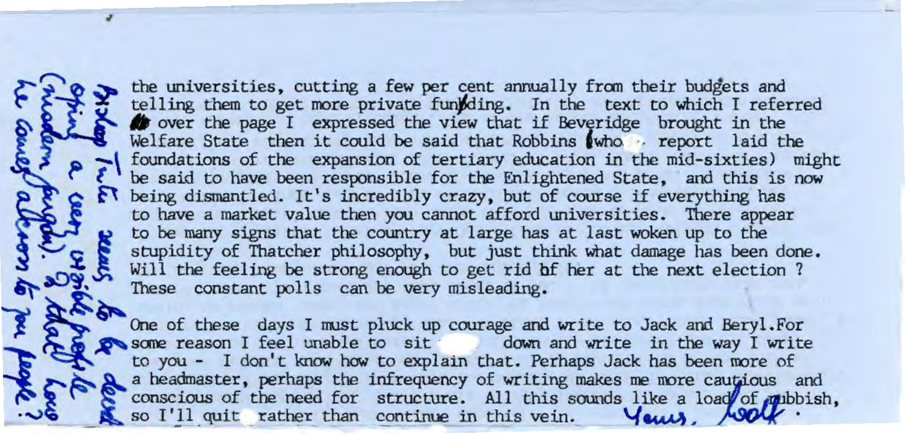the universities, cutting a few per cent annually from their budgets and telling them to get more private funding. In the text to which I referred over the page I expressed the view that if Beveridge brought in the Welfare State then it could be said that Robbins (who report laid the foundations of the expansion of tertiary education in the mid-sixties) might be said to have been responsible for the Enlightened State, and this is now being dismantled. It's incredibly crazy, but of course if everything has to have a market value then you cannot afford universities. There appear to be many signs that the country at large has at last woken up to the stupidity of Thatcher philosophy, but just think what damage has been done. Will the feeling be strong enough to get rid of her at the next election ? These constant polls can be very misleading.

One of these days I must pluck up courage and write to Jack and Beryl.For some reason I feel unable to sit down and write in the way I write to you - I don't know how to explain that. Perhaps Jack has been more of a headmaster, perhaps the infrequency of writing makes me more cautious and conscious of the need for structure. All this sounds like a load of rubbish, so I'll quit rather than continue in this vein. Yours, Wolf.

Bishop Tutu seems to be decent & a very visible people (modern jargon). Is that how he comes across to you people?